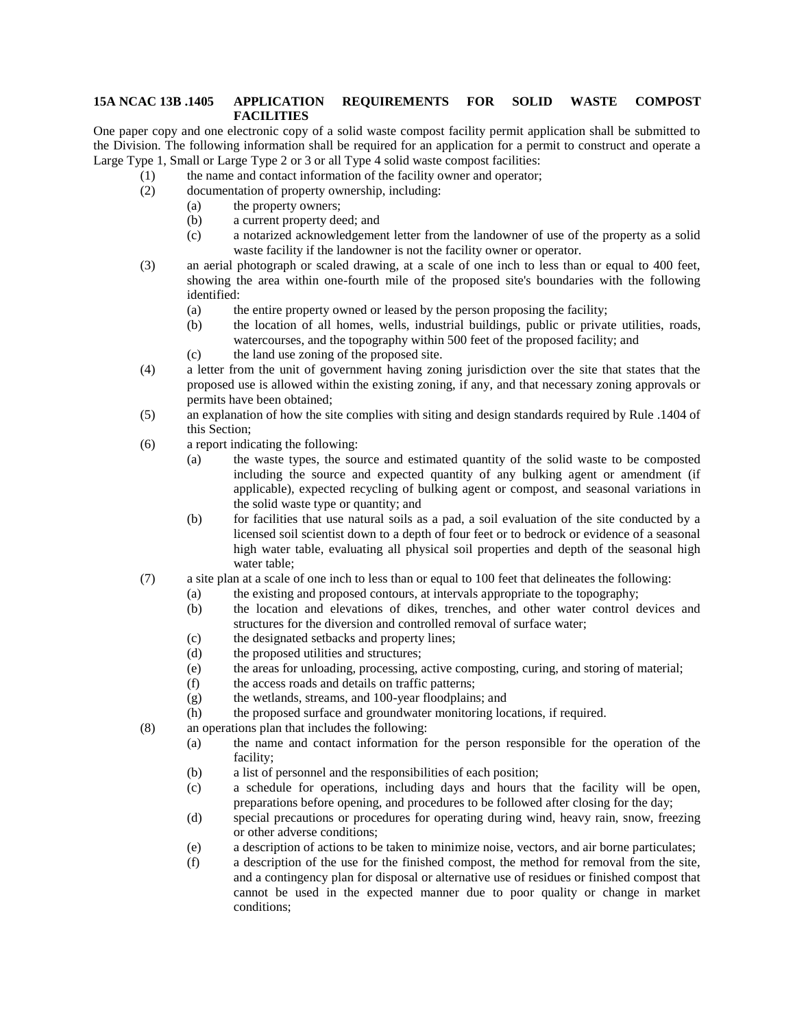**15A NCAC 13B .1405 APPLICATION REQUIREMENTS FOR SOLID WASTE COMPOST FACILITIES**

One paper copy and one electronic copy of a solid waste compost facility permit application shall be submitted to the Division. The following information shall be required for an application for a permit to construct and operate a Large Type 1, Small or Large Type 2 or 3 or all Type 4 solid waste compost facilities:

(1) the name and contact information of the facility owner and operator;

(2) documentation of property ownership, including:
   - (a) the property owners;
   - (b) a current property deed; and
   - (c) a notarized acknowledgement letter from the landowner of use of the property as a solid waste facility if the landowner is not the facility owner or operator.

(3) an aerial photograph or scaled drawing, at a scale of one inch to less than or equal to 400 feet, showing the area within one-fourth mile of the proposed site's boundaries with the following identified:
   - (a) the entire property owned or leased by the person proposing the facility;
   - (b) the location of all homes, wells, industrial buildings, public or private utilities, roads, watercourses, and the topography within 500 feet of the proposed facility; and
   - (c) the land use zoning of the proposed site.

(4) a letter from the unit of government having zoning jurisdiction over the site that states that the proposed use is allowed within the existing zoning, if any, and that necessary zoning approvals or permits have been obtained;

(5) an explanation of how the site complies with siting and design standards required by Rule .1404 of this Section;

(6) a report indicating the following:
   - (a) the waste types, the source and estimated quantity of the solid waste to be composted including the source and expected quantity of any bulking agent or amendment (if applicable), expected recycling of bulking agent or compost, and seasonal variations in the solid waste type or quantity; and
   - (b) for facilities that use natural soils as a pad, a soil evaluation of the site conducted by a licensed soil scientist down to a depth of four feet or to bedrock or evidence of a seasonal high water table, evaluating all physical soil properties and depth of the seasonal high water table;

(7) a site plan at a scale of one inch to less than or equal to 100 feet that delineates the following:
   - (a) the existing and proposed contours, at intervals appropriate to the topography;
   - (b) the location and elevations of dikes, trenches, and other water control devices and structures for the diversion and controlled removal of surface water;
   - (c) the designated setbacks and property lines;
   - (d) the proposed utilities and structures;
   - (e) the areas for unloading, processing, active composting, curing, and storing of material;
   - (f) the access roads and details on traffic patterns;
   - (g) the wetlands, streams, and 100-year floodplains; and
   - (h) the proposed surface and groundwater monitoring locations, if required.

(8) an operations plan that includes the following:
   - (a) the name and contact information for the person responsible for the operation of the facility;
   - (b) a list of personnel and the responsibilities of each position;
   - (c) a schedule for operations, including days and hours that the facility will be open, preparations before opening, and procedures to be followed after closing for the day;
   - (d) special precautions or procedures for operating during wind, heavy rain, snow, freezing or other adverse conditions;
   - (e) a description of actions to be taken to minimize noise, vectors, and air borne particulates;
   - (f) a description of the use for the finished compost, the method for removal from the site, and a contingency plan for disposal or alternative use of residues or finished compost that cannot be used in the expected manner due to poor quality or change in market conditions;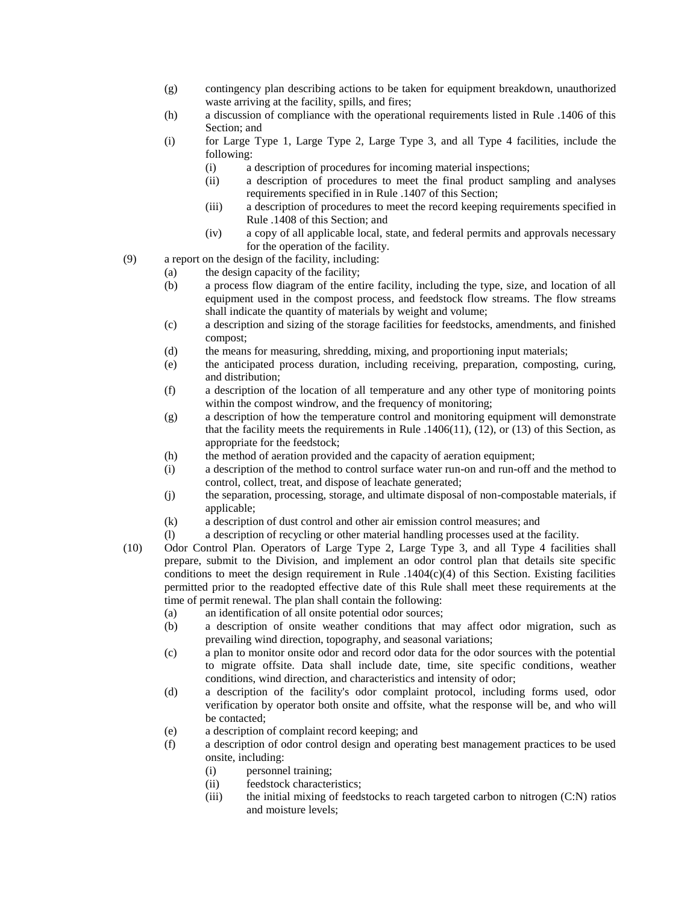- (g) contingency plan describing actions to be taken for equipment breakdown, unauthorized waste arriving at the facility, spills, and fires;
- (h) a discussion of compliance with the operational requirements listed in Rule .1406 of this Section; and
- (i) for Large Type 1, Large Type 2, Large Type 3, and all Type 4 facilities, include the following:
  - (i) a description of procedures for incoming material inspections;
  - (ii) a description of procedures to meet the final product sampling and analyses requirements specified in in Rule .1407 of this Section;
  - (iii) a description of procedures to meet the record keeping requirements specified in Rule .1408 of this Section; and
  - (iv) a copy of all applicable local, state, and federal permits and approvals necessary for the operation of the facility.

(9) a report on the design of the facility, including:

- (a) the design capacity of the facility;
- (b) a process flow diagram of the entire facility, including the type, size, and location of all equipment used in the compost process, and feedstock flow streams. The flow streams shall indicate the quantity of materials by weight and volume;
- (c) a description and sizing of the storage facilities for feedstocks, amendments, and finished compost;
- (d) the means for measuring, shredding, mixing, and proportioning input materials;
- (e) the anticipated process duration, including receiving, preparation, composting, curing, and distribution;
- (f) a description of the location of all temperature and any other type of monitoring points within the compost windrow, and the frequency of monitoring;
- (g) a description of how the temperature control and monitoring equipment will demonstrate that the facility meets the requirements in Rule .1406(11), (12), or (13) of this Section, as appropriate for the feedstock;
- (h) the method of aeration provided and the capacity of aeration equipment;
- (i) a description of the method to control surface water run-on and run-off and the method to control, collect, treat, and dispose of leachate generated;
- (j) the separation, processing, storage, and ultimate disposal of non-compostable materials, if applicable;
- (k) a description of dust control and other air emission control measures; and
- (l) a description of recycling or other material handling processes used at the facility.

(10) Odor Control Plan. Operators of Large Type 2, Large Type 3, and all Type 4 facilities shall prepare, submit to the Division, and implement an odor control plan that details site specific conditions to meet the design requirement in Rule .1404(c)(4) of this Section. Existing facilities permitted prior to the readopted effective date of this Rule shall meet these requirements at the time of permit renewal. The plan shall contain the following:

- (a) an identification of all onsite potential odor sources;
- (b) a description of onsite weather conditions that may affect odor migration, such as prevailing wind direction, topography, and seasonal variations;
- (c) a plan to monitor onsite odor and record odor data for the odor sources with the potential to migrate offsite. Data shall include date, time, site specific conditions, weather conditions, wind direction, and characteristics and intensity of odor;
- (d) a description of the facility's odor complaint protocol, including forms used, odor verification by operator both onsite and offsite, what the response will be, and who will be contacted;
- (e) a description of complaint record keeping; and
- (f) a description of odor control design and operating best management practices to be used onsite, including:
  - (i) personnel training;
  - (ii) feedstock characteristics;
  - (iii) the initial mixing of feedstocks to reach targeted carbon to nitrogen (C:N) ratios and moisture levels;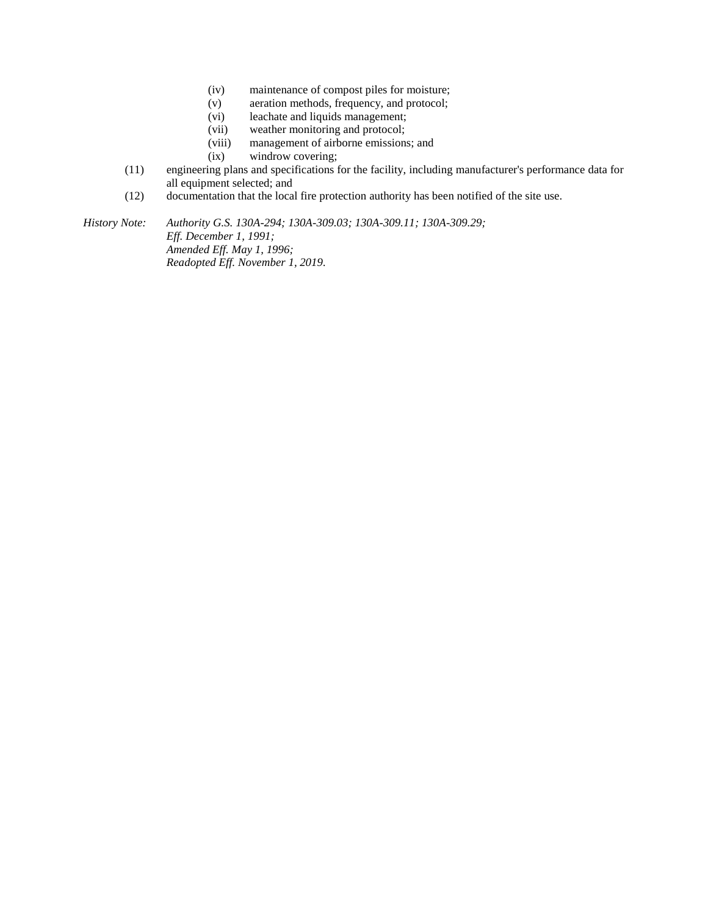(iv) maintenance of compost piles for moisture;
(v) aeration methods, frequency, and protocol;
(vi) leachate and liquids management;
(vii) weather monitoring and protocol;
(viii) management of airborne emissions; and
(ix) windrow covering;

(11) engineering plans and specifications for the facility, including manufacturer's performance data for all equipment selected; and

(12) documentation that the local fire protection authority has been notified of the site use.

*History Note: Authority G.S. 130A-294; 130A-309.03; 130A-309.11; 130A-309.29;*
*Eff. December 1, 1991;*
*Amended Eff. May 1, 1996;*
*Readopted Eff. November 1, 2019.*